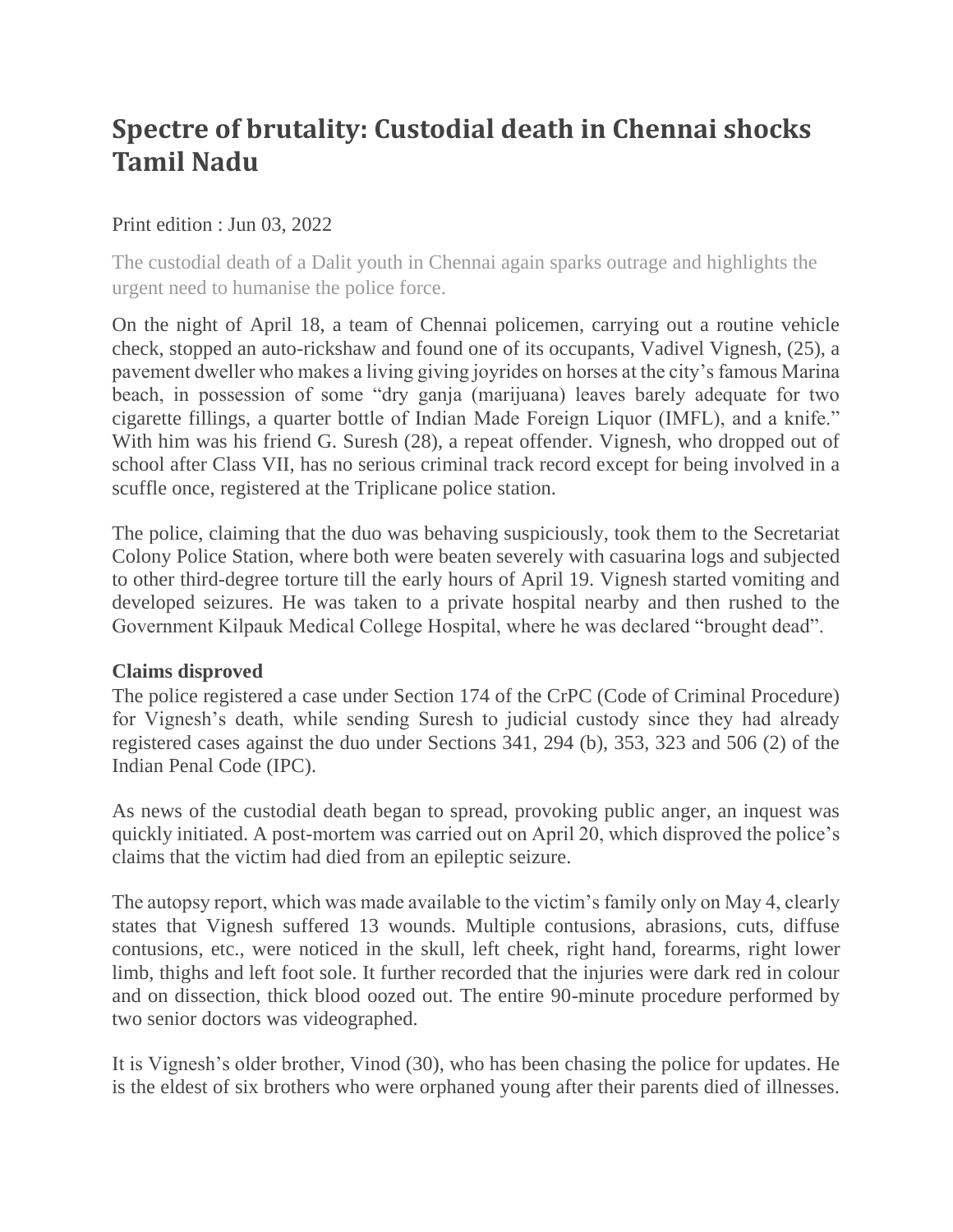# Spectre of brutality: Custodial death in Chennai shocks Tamil Nadu

Print edition : Jun 03, 2022

The custodial death of a Dalit youth in Chennai again sparks outrage and highlights the urgent need to humanise the police force.

On the night of April 18, a team of Chennai policemen, carrying out a routine vehicle check, stopped an auto-rickshaw and found one of its occupants, Vadivel Vignesh, (25), a pavement dweller who makes a living giving joyrides on horses at the city's famous Marina beach, in possession of some "dry ganja (marijuana) leaves barely adequate for two cigarette fillings, a quarter bottle of Indian Made Foreign Liquor (IMFL), and a knife." With him was his friend G. Suresh (28), a repeat offender. Vignesh, who dropped out of school after Class VII, has no serious criminal track record except for being involved in a scuffle once, registered at the Triplicane police station.

The police, claiming that the duo was behaving suspiciously, took them to the Secretariat Colony Police Station, where both were beaten severely with casuarina logs and subjected to other third-degree torture till the early hours of April 19. Vignesh started vomiting and developed seizures. He was taken to a private hospital nearby and then rushed to the Government Kilpauk Medical College Hospital, where he was declared "brought dead".

**Claims disproved**

The police registered a case under Section 174 of the CrPC (Code of Criminal Procedure) for Vignesh's death, while sending Suresh to judicial custody since they had already registered cases against the duo under Sections 341, 294 (b), 353, 323 and 506 (2) of the Indian Penal Code (IPC).

As news of the custodial death began to spread, provoking public anger, an inquest was quickly initiated. A post-mortem was carried out on April 20, which disproved the police's claims that the victim had died from an epileptic seizure.

The autopsy report, which was made available to the victim's family only on May 4, clearly states that Vignesh suffered 13 wounds. Multiple contusions, abrasions, cuts, diffuse contusions, etc., were noticed in the skull, left cheek, right hand, forearms, right lower limb, thighs and left foot sole. It further recorded that the injuries were dark red in colour and on dissection, thick blood oozed out. The entire 90-minute procedure performed by two senior doctors was videographed.

It is Vignesh's older brother, Vinod (30), who has been chasing the police for updates. He is the eldest of six brothers who were orphaned young after their parents died of illnesses.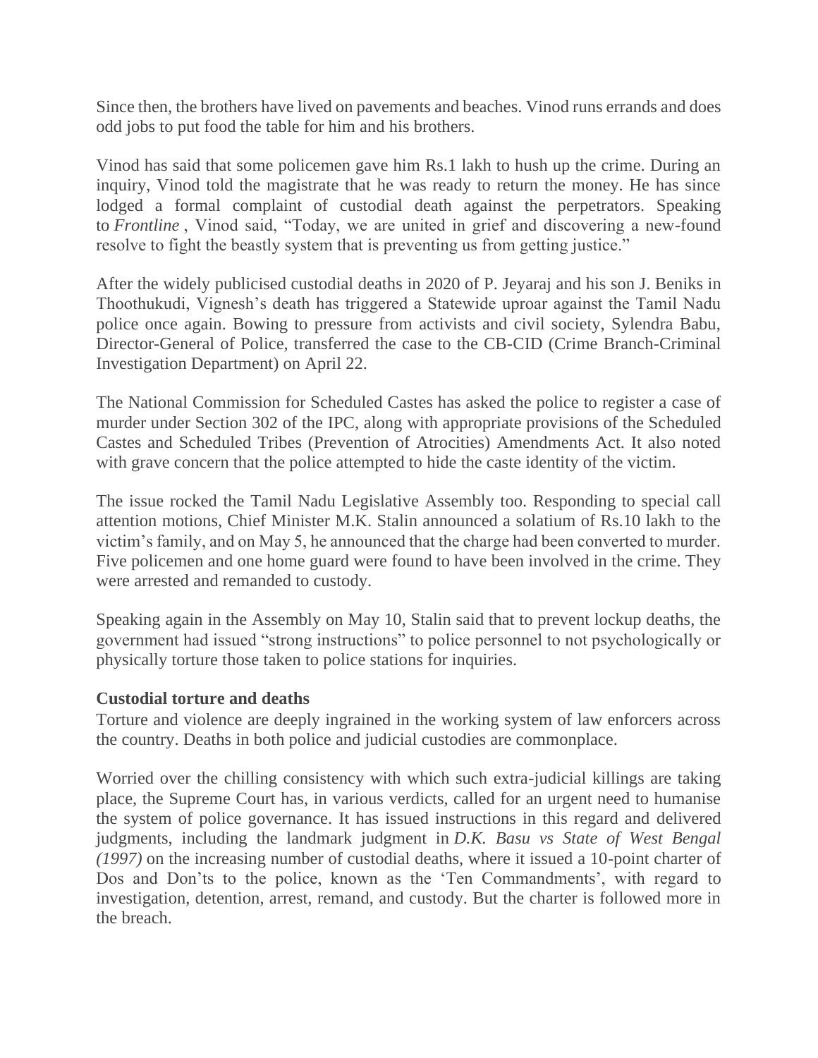Since then, the brothers have lived on pavements and beaches. Vinod runs errands and does odd jobs to put food the table for him and his brothers.

Vinod has said that some policemen gave him Rs.1 lakh to hush up the crime. During an inquiry, Vinod told the magistrate that he was ready to return the money. He has since lodged a formal complaint of custodial death against the perpetrators. Speaking to *Frontline* , Vinod said, "Today, we are united in grief and discovering a new-found resolve to fight the beastly system that is preventing us from getting justice."

After the widely publicised custodial deaths in 2020 of P. Jeyaraj and his son J. Beniks in Thoothukudi, Vignesh's death has triggered a Statewide uproar against the Tamil Nadu police once again. Bowing to pressure from activists and civil society, Sylendra Babu, Director-General of Police, transferred the case to the CB-CID (Crime Branch-Criminal Investigation Department) on April 22.

The National Commission for Scheduled Castes has asked the police to register a case of murder under Section 302 of the IPC, along with appropriate provisions of the Scheduled Castes and Scheduled Tribes (Prevention of Atrocities) Amendments Act. It also noted with grave concern that the police attempted to hide the caste identity of the victim.

The issue rocked the Tamil Nadu Legislative Assembly too. Responding to special call attention motions, Chief Minister M.K. Stalin announced a solatium of Rs.10 lakh to the victim's family, and on May 5, he announced that the charge had been converted to murder. Five policemen and one home guard were found to have been involved in the crime. They were arrested and remanded to custody.

Speaking again in the Assembly on May 10, Stalin said that to prevent lockup deaths, the government had issued "strong instructions" to police personnel to not psychologically or physically torture those taken to police stations for inquiries.

**Custodial torture and deaths**

Torture and violence are deeply ingrained in the working system of law enforcers across the country. Deaths in both police and judicial custodies are commonplace.

Worried over the chilling consistency with which such extra-judicial killings are taking place, the Supreme Court has, in various verdicts, called for an urgent need to humanise the system of police governance. It has issued instructions in this regard and delivered judgments, including the landmark judgment in *D.K. Basu vs State of West Bengal (1997)* on the increasing number of custodial deaths, where it issued a 10-point charter of Dos and Don'ts to the police, known as the 'Ten Commandments', with regard to investigation, detention, arrest, remand, and custody. But the charter is followed more in the breach.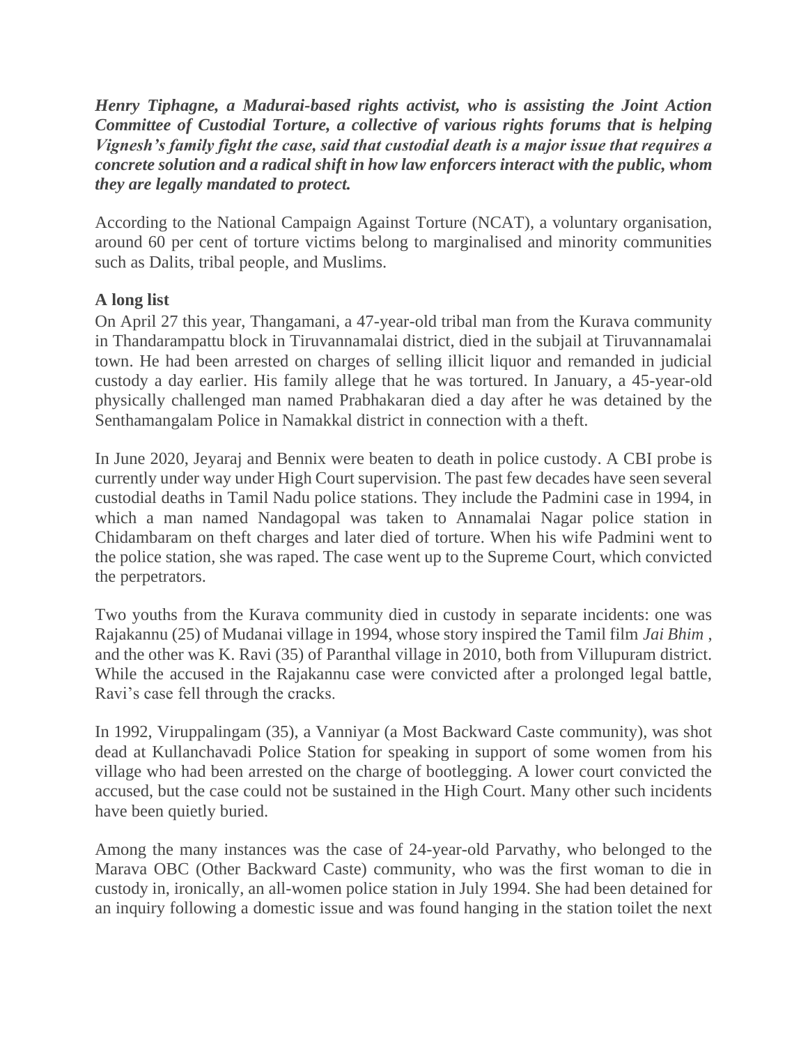***Henry Tiphagne, a Madurai-based rights activist, who is assisting the Joint Action Committee of Custodial Torture, a collective of various rights forums that is helping Vignesh's family fight the case, said that custodial death is a major issue that requires a concrete solution and a radical shift in how law enforcers interact with the public, whom they are legally mandated to protect.***

According to the National Campaign Against Torture (NCAT), a voluntary organisation, around 60 per cent of torture victims belong to marginalised and minority communities such as Dalits, tribal people, and Muslims.

**A long list**

On April 27 this year, Thangamani, a 47-year-old tribal man from the Kurava community in Thandarampattu block in Tiruvannamalai district, died in the subjail at Tiruvannamalai town. He had been arrested on charges of selling illicit liquor and remanded in judicial custody a day earlier. His family allege that he was tortured. In January, a 45-year-old physically challenged man named Prabhakaran died a day after he was detained by the Senthamangalam Police in Namakkal district in connection with a theft.

In June 2020, Jeyaraj and Bennix were beaten to death in police custody. A CBI probe is currently under way under High Court supervision. The past few decades have seen several custodial deaths in Tamil Nadu police stations. They include the Padmini case in 1994, in which a man named Nandagopal was taken to Annamalai Nagar police station in Chidambaram on theft charges and later died of torture. When his wife Padmini went to the police station, she was raped. The case went up to the Supreme Court, which convicted the perpetrators.

Two youths from the Kurava community died in custody in separate incidents: one was Rajakannu (25) of Mudanai village in 1994, whose story inspired the Tamil film *Jai Bhim* , and the other was K. Ravi (35) of Paranthal village in 2010, both from Villupuram district. While the accused in the Rajakannu case were convicted after a prolonged legal battle, Ravi's case fell through the cracks.

In 1992, Viruppalingam (35), a Vanniyar (a Most Backward Caste community), was shot dead at Kullanchavadi Police Station for speaking in support of some women from his village who had been arrested on the charge of bootlegging. A lower court convicted the accused, but the case could not be sustained in the High Court. Many other such incidents have been quietly buried.

Among the many instances was the case of 24-year-old Parvathy, who belonged to the Marava OBC (Other Backward Caste) community, who was the first woman to die in custody in, ironically, an all-women police station in July 1994. She had been detained for an inquiry following a domestic issue and was found hanging in the station toilet the next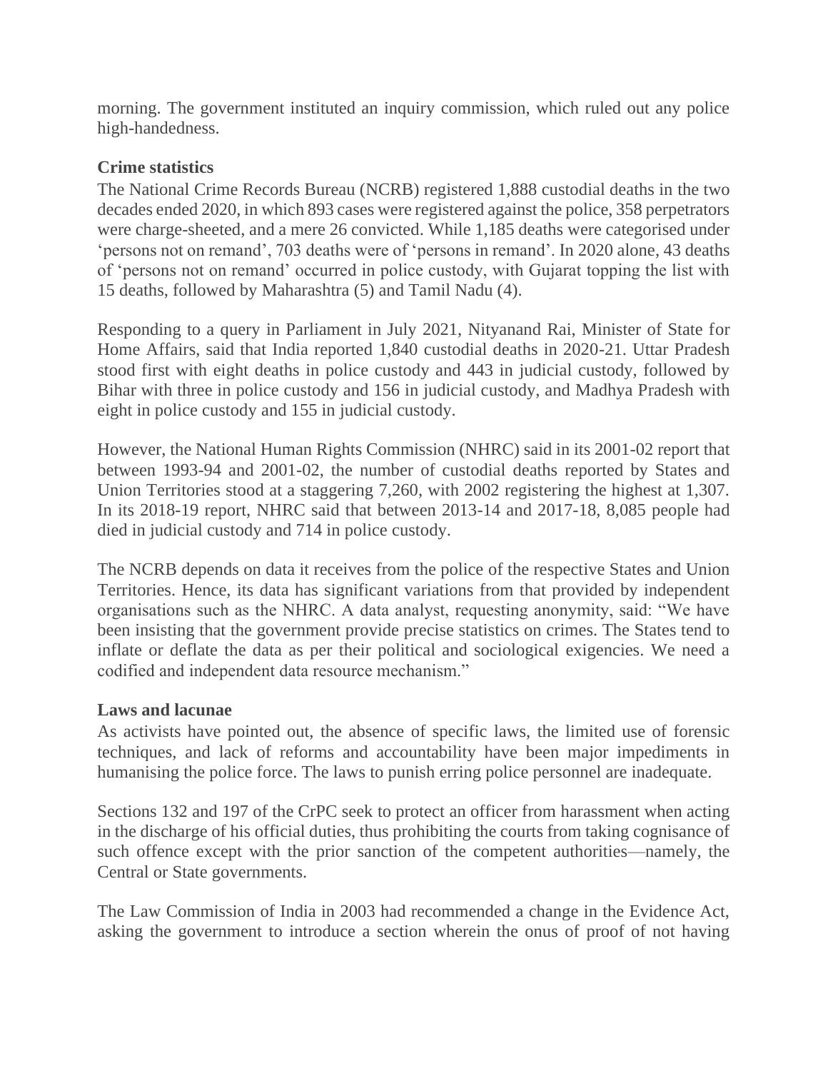morning. The government instituted an inquiry commission, which ruled out any police high-handedness.

**Crime statistics**

The National Crime Records Bureau (NCRB) registered 1,888 custodial deaths in the two decades ended 2020, in which 893 cases were registered against the police, 358 perpetrators were charge-sheeted, and a mere 26 convicted. While 1,185 deaths were categorised under 'persons not on remand', 703 deaths were of 'persons in remand'. In 2020 alone, 43 deaths of 'persons not on remand' occurred in police custody, with Gujarat topping the list with 15 deaths, followed by Maharashtra (5) and Tamil Nadu (4).

Responding to a query in Parliament in July 2021, Nityanand Rai, Minister of State for Home Affairs, said that India reported 1,840 custodial deaths in 2020-21. Uttar Pradesh stood first with eight deaths in police custody and 443 in judicial custody, followed by Bihar with three in police custody and 156 in judicial custody, and Madhya Pradesh with eight in police custody and 155 in judicial custody.

However, the National Human Rights Commission (NHRC) said in its 2001-02 report that between 1993-94 and 2001-02, the number of custodial deaths reported by States and Union Territories stood at a staggering 7,260, with 2002 registering the highest at 1,307. In its 2018-19 report, NHRC said that between 2013-14 and 2017-18, 8,085 people had died in judicial custody and 714 in police custody.

The NCRB depends on data it receives from the police of the respective States and Union Territories. Hence, its data has significant variations from that provided by independent organisations such as the NHRC. A data analyst, requesting anonymity, said: "We have been insisting that the government provide precise statistics on crimes. The States tend to inflate or deflate the data as per their political and sociological exigencies. We need a codified and independent data resource mechanism."

**Laws and lacunae**

As activists have pointed out, the absence of specific laws, the limited use of forensic techniques, and lack of reforms and accountability have been major impediments in humanising the police force. The laws to punish erring police personnel are inadequate.

Sections 132 and 197 of the CrPC seek to protect an officer from harassment when acting in the discharge of his official duties, thus prohibiting the courts from taking cognisance of such offence except with the prior sanction of the competent authorities—namely, the Central or State governments.

The Law Commission of India in 2003 had recommended a change in the Evidence Act, asking the government to introduce a section wherein the onus of proof of not having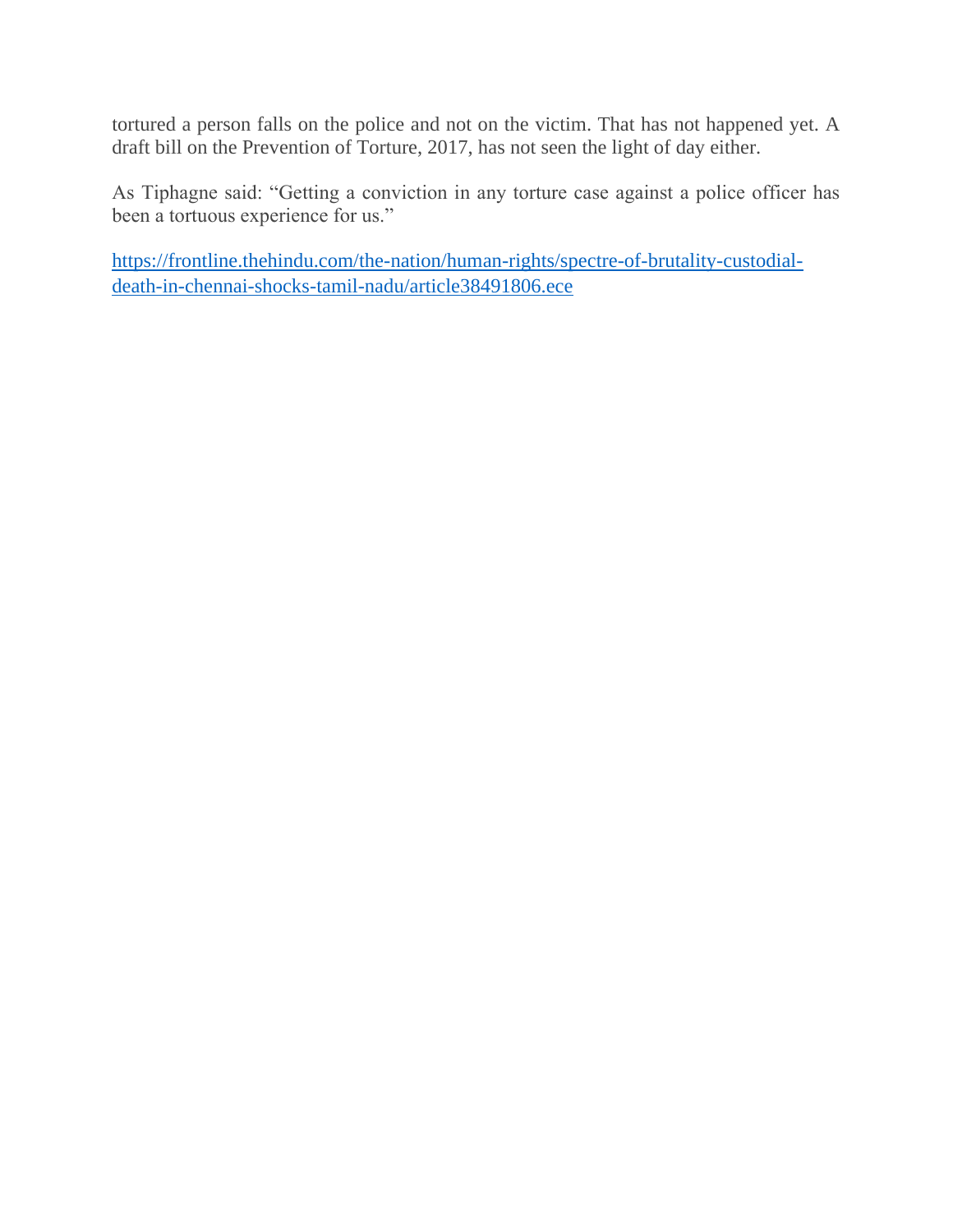tortured a person falls on the police and not on the victim. That has not happened yet. A draft bill on the Prevention of Torture, 2017, has not seen the light of day either.

As Tiphagne said: "Getting a conviction in any torture case against a police officer has been a tortuous experience for us."

https://frontline.thehindu.com/the-nation/human-rights/spectre-of-brutality-custodial-death-in-chennai-shocks-tamil-nadu/article38491806.ece